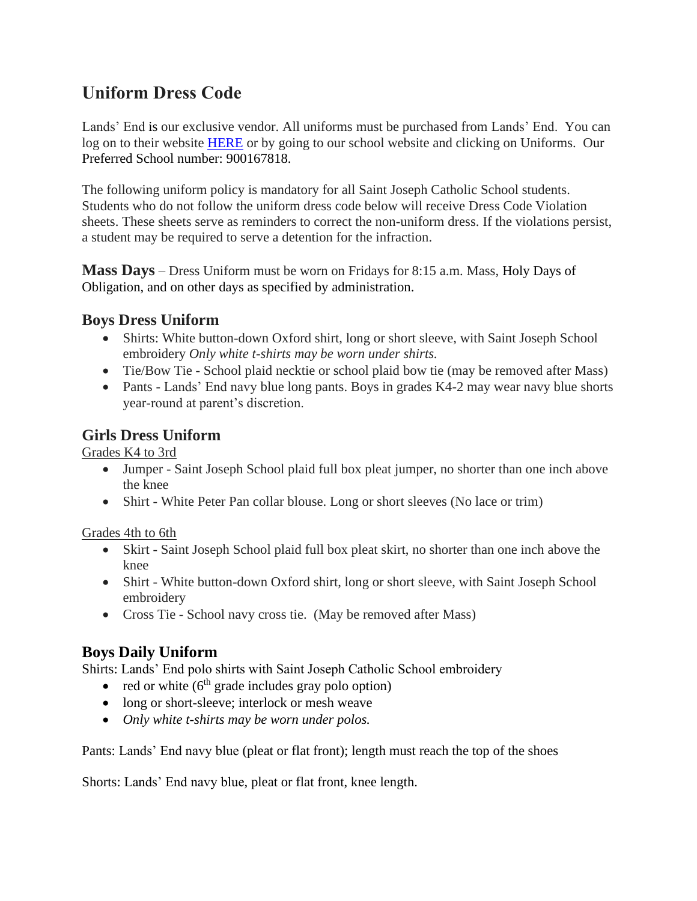# Uniform Dress Code

Lands' End is our exclusive vendor. All uniforms must be purchased from Lands' End. You can log on to their website [HERE] or by going to our school website and clicking on Uniforms. Our Preferred School number: 900167818.

The following uniform policy is mandatory for all Saint Joseph Catholic School students. Students who do not follow the uniform dress code below will receive Dress Code Violation sheets. These sheets serve as reminders to correct the non-uniform dress. If the violations persist, a student may be required to serve a detention for the infraction.

**Mass Days** – Dress Uniform must be worn on Fridays for 8:15 a.m. Mass, Holy Days of Obligation, and on other days as specified by administration.

## Boys Dress Uniform

- Shirts: White button-down Oxford shirt, long or short sleeve, with Saint Joseph School embroidery *Only white t-shirts may be worn under shirts.*
- Tie/Bow Tie - School plaid necktie or school plaid bow tie (may be removed after Mass)
- Pants - Lands' End navy blue long pants. Boys in grades K4-2 may wear navy blue shorts year-round at parent's discretion.

## Girls Dress Uniform

Grades K4 to 3rd

- Jumper - Saint Joseph School plaid full box pleat jumper, no shorter than one inch above the knee
- Shirt - White Peter Pan collar blouse. Long or short sleeves (No lace or trim)

Grades 4th to 6th

- Skirt - Saint Joseph School plaid full box pleat skirt, no shorter than one inch above the knee
- Shirt - White button-down Oxford shirt, long or short sleeve, with Saint Joseph School embroidery
- Cross Tie - School navy cross tie. (May be removed after Mass)

## Boys Daily Uniform

Shirts: Lands' End polo shirts with Saint Joseph Catholic School embroidery

- red or white (6th grade includes gray polo option)
- long or short-sleeve; interlock or mesh weave
- *Only white t-shirts may be worn under polos.*

Pants: Lands' End navy blue (pleat or flat front); length must reach the top of the shoes

Shorts: Lands' End navy blue, pleat or flat front, knee length.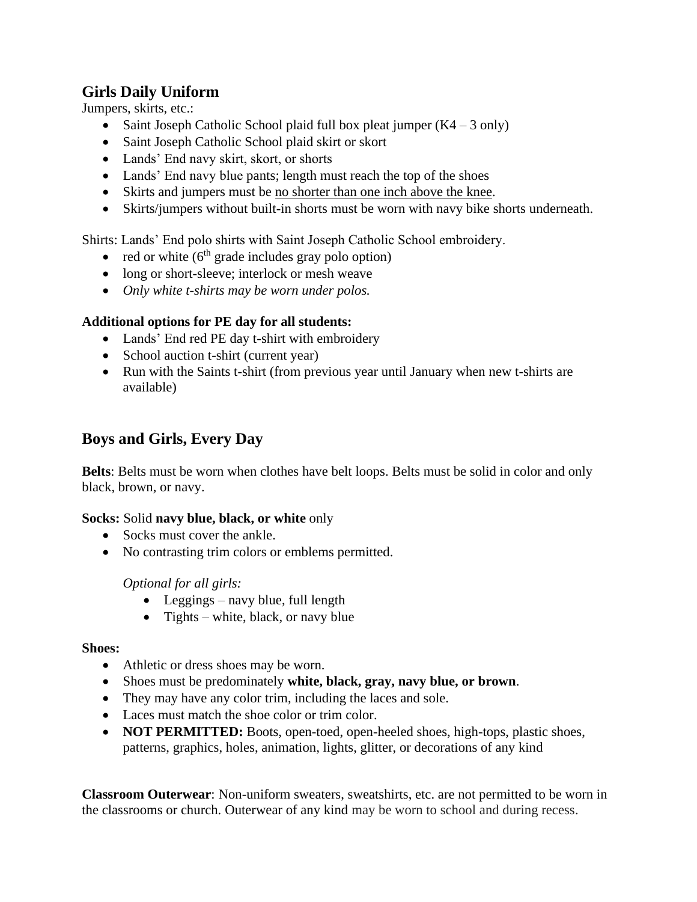## Girls Daily Uniform

Jumpers, skirts, etc.:

- Saint Joseph Catholic School plaid full box pleat jumper (K4 – 3 only)
- Saint Joseph Catholic School plaid skirt or skort
- Lands' End navy skirt, skort, or shorts
- Lands' End navy blue pants; length must reach the top of the shoes
- Skirts and jumpers must be <u>no shorter than one inch above the knee</u>.
- Skirts/jumpers without built-in shorts must be worn with navy bike shorts underneath.

Shirts: Lands' End polo shirts with Saint Joseph Catholic School embroidery.

- red or white (6th grade includes gray polo option)
- long or short-sleeve; interlock or mesh weave
- *Only white t-shirts may be worn under polos.*

**Additional options for PE day for all students:**

- Lands' End red PE day t-shirt with embroidery
- School auction t-shirt (current year)
- Run with the Saints t-shirt (from previous year until January when new t-shirts are available)

## Boys and Girls, Every Day

**Belts**: Belts must be worn when clothes have belt loops. Belts must be solid in color and only black, brown, or navy.

**Socks:** Solid **navy blue, black, or white** only

- Socks must cover the ankle.
- No contrasting trim colors or emblems permitted.

  *Optional for all girls:*
  - Leggings – navy blue, full length
  - Tights – white, black, or navy blue

**Shoes:**

- Athletic or dress shoes may be worn.
- Shoes must be predominately **white, black, gray, navy blue, or brown**.
- They may have any color trim, including the laces and sole.
- Laces must match the shoe color or trim color.
- **NOT PERMITTED:** Boots, open-toed, open-heeled shoes, high-tops, plastic shoes, patterns, graphics, holes, animation, lights, glitter, or decorations of any kind

**Classroom Outerwear**: Non-uniform sweaters, sweatshirts, etc. are not permitted to be worn in the classrooms or church. Outerwear of any kind may be worn to school and during recess.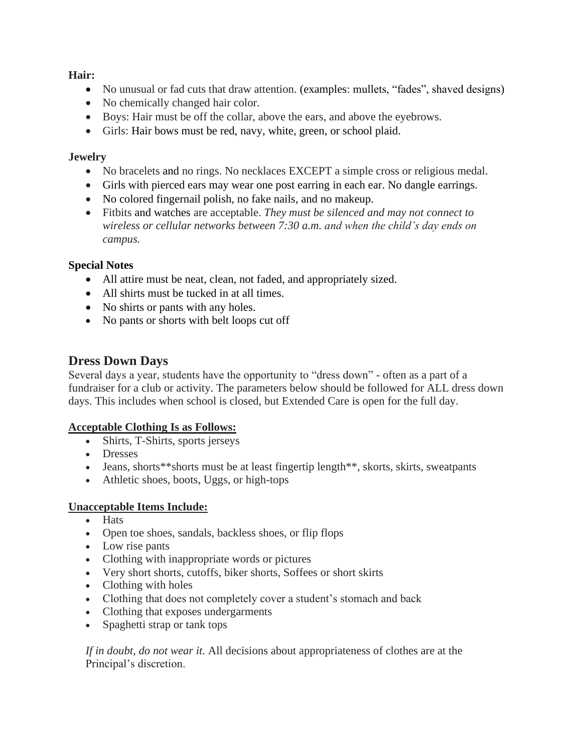**Hair:**

- No unusual or fad cuts that draw attention. (examples: mullets, "fades", shaved designs)
- No chemically changed hair color.
- Boys: Hair must be off the collar, above the ears, and above the eyebrows.
- Girls: Hair bows must be red, navy, white, green, or school plaid.

**Jewelry**

- No bracelets and no rings. No necklaces EXCEPT a simple cross or religious medal.
- Girls with pierced ears may wear one post earring in each ear. No dangle earrings.
- No colored fingernail polish, no fake nails, and no makeup.
- Fitbits and watches are acceptable. *They must be silenced and may not connect to wireless or cellular networks between 7:30 a.m. and when the child's day ends on campus.*

**Special Notes**

- All attire must be neat, clean, not faded, and appropriately sized.
- All shirts must be tucked in at all times.
- No shirts or pants with any holes.
- No pants or shorts with belt loops cut off

## Dress Down Days

Several days a year, students have the opportunity to "dress down" - often as a part of a fundraiser for a club or activity. The parameters below should be followed for ALL dress down days. This includes when school is closed, but Extended Care is open for the full day.

**Acceptable Clothing Is as Follows:**

- Shirts, T-Shirts, sports jerseys
- Dresses
- Jeans, shorts**shorts must be at least fingertip length**, skorts, skirts, sweatpants
- Athletic shoes, boots, Uggs, or high-tops

**Unacceptable Items Include:**

- Hats
- Open toe shoes, sandals, backless shoes, or flip flops
- Low rise pants
- Clothing with inappropriate words or pictures
- Very short shorts, cutoffs, biker shorts, Soffees or short skirts
- Clothing with holes
- Clothing that does not completely cover a student's stomach and back
- Clothing that exposes undergarments
- Spaghetti strap or tank tops

*If in doubt, do not wear it.* All decisions about appropriateness of clothes are at the Principal's discretion.